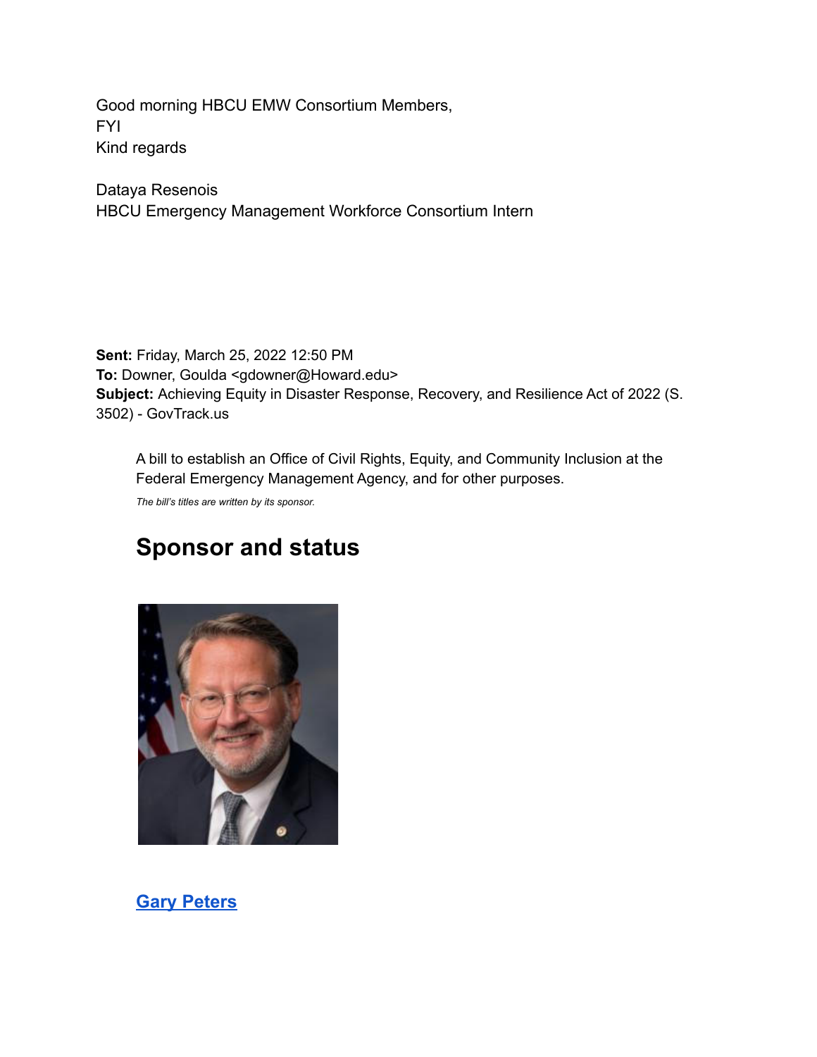Good morning HBCU EMW Consortium Members,
FYI
Kind regards

Dataya Resenois
HBCU Emergency Management Workforce Consortium Intern

**Sent:** Friday, March 25, 2022 12:50 PM
**To:** Downer, Goulda <gdowner@Howard.edu>
**Subject:** Achieving Equity in Disaster Response, Recovery, and Resilience Act of 2022 (S. 3502) - GovTrack.us

A bill to establish an Office of Civil Rights, Equity, and Community Inclusion at the Federal Emergency Management Agency, and for other purposes.

*The bill's titles are written by its sponsor.*

## Sponsor and status

**Gary Peters**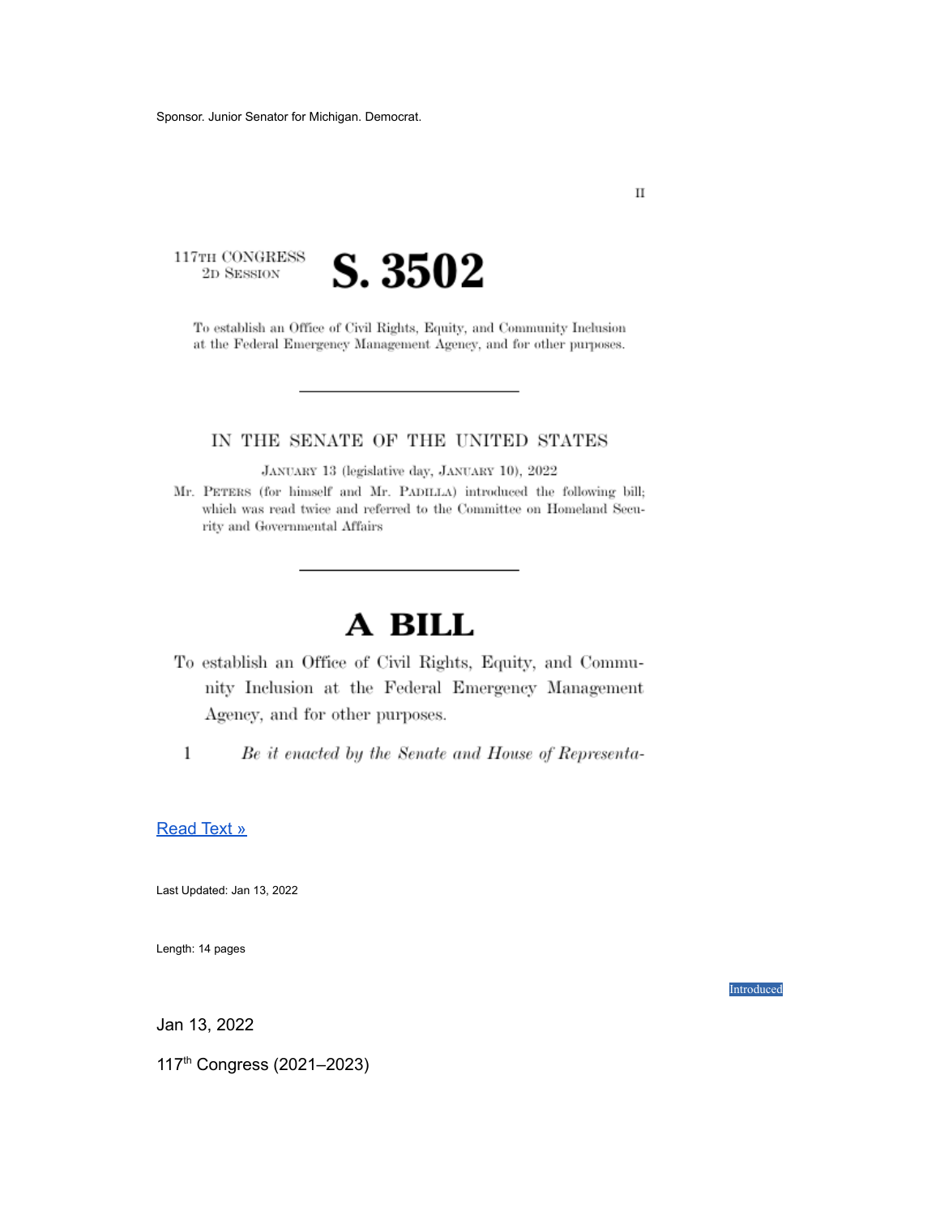Sponsor. Junior Senator for Michigan. Democrat.

II

117TH CONGRESS
2D SESSION

# S. 3502

To establish an Office of Civil Rights, Equity, and Community Inclusion at the Federal Emergency Management Agency, and for other purposes.

---

IN THE SENATE OF THE UNITED STATES

JANUARY 13 (legislative day, JANUARY 10), 2022

Mr. PETERS (for himself and Mr. PADILLA) introduced the following bill; which was read twice and referred to the Committee on Homeland Security and Governmental Affairs

---

# A BILL

To establish an Office of Civil Rights, Equity, and Community Inclusion at the Federal Emergency Management Agency, and for other purposes.

1 *Be it enacted by the Senate and House of Representa-*

[Read Text »]

Last Updated: Jan 13, 2022

Length: 14 pages

Introduced

Jan 13, 2022

117th Congress (2021–2023)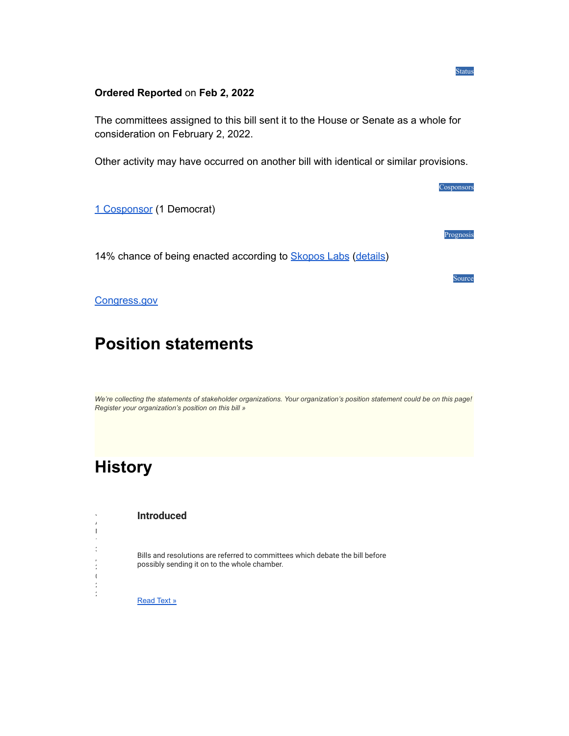Status

**Ordered Reported** on **Feb 2, 2022**

The committees assigned to this bill sent it to the House or Senate as a whole for consideration on February 2, 2022.

Other activity may have occurred on another bill with identical or similar provisions.

Cosponsors

[1 Cosponsor](#) (1 Democrat)

Prognosis

14% chance of being enacted according to [Skopos Labs](#) ([details](#))

Source

[Congress.gov](#)

# Position statements

*We're collecting the statements of stakeholder organizations. Your organization's position statement could be on this page!*
*Register your organization's position on this bill »*

# History

**Introduced**

Bills and resolutions are referred to committees which debate the bill before possibly sending it on to the whole chamber.

[Read Text »](#)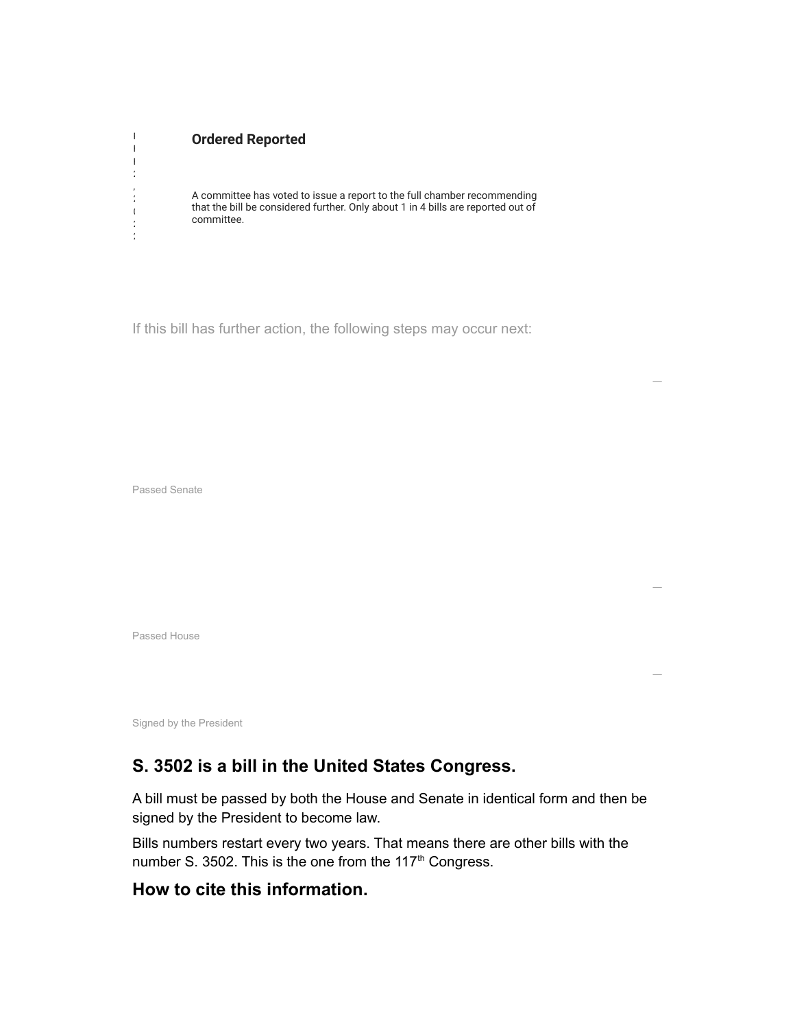**Ordered Reported**

A committee has voted to issue a report to the full chamber recommending that the bill be considered further. Only about 1 in 4 bills are reported out of committee.

If this bill has further action, the following steps may occur next:

Passed Senate

Passed House

Signed by the President

## S. 3502 is a bill in the United States Congress.

A bill must be passed by both the House and Senate in identical form and then be signed by the President to become law.

Bills numbers restart every two years. That means there are other bills with the number S. 3502. This is the one from the 117th Congress.

## How to cite this information.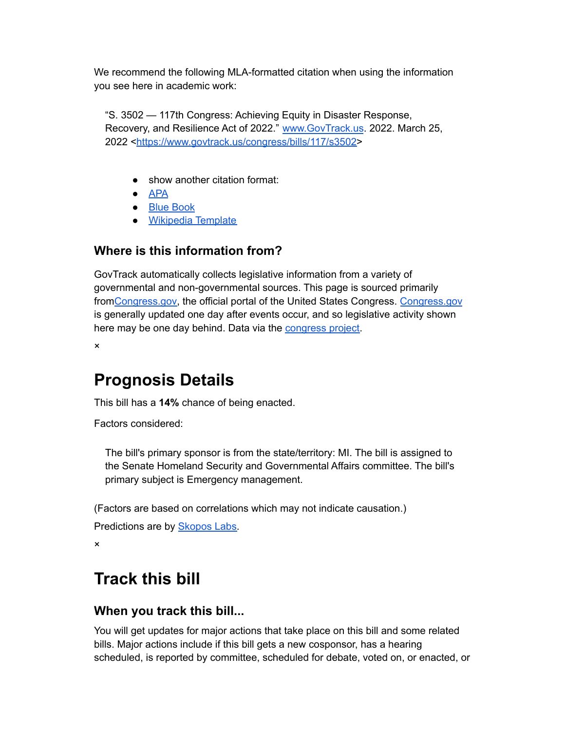We recommend the following MLA-formatted citation when using the information you see here in academic work:

> "S. 3502 — 117th Congress: Achieving Equity in Disaster Response, Recovery, and Resilience Act of 2022." www.GovTrack.us. 2022. March 25, 2022 <https://www.govtrack.us/congress/bills/117/s3502>

- show another citation format:
- APA
- Blue Book
- Wikipedia Template

### Where is this information from?

GovTrack automatically collects legislative information from a variety of governmental and non-governmental sources. This page is sourced primarily fromCongress.gov, the official portal of the United States Congress. Congress.gov is generally updated one day after events occur, and so legislative activity shown here may be one day behind. Data via the congress project.

×

# Prognosis Details

This bill has a **14%** chance of being enacted.

Factors considered:

> The bill's primary sponsor is from the state/territory: MI. The bill is assigned to the Senate Homeland Security and Governmental Affairs committee. The bill's primary subject is Emergency management.

(Factors are based on correlations which may not indicate causation.)

Predictions are by Skopos Labs.

×

# Track this bill

### When you track this bill...

You will get updates for major actions that take place on this bill and some related bills. Major actions include if this bill gets a new cosponsor, has a hearing scheduled, is reported by committee, scheduled for debate, voted on, or enacted, or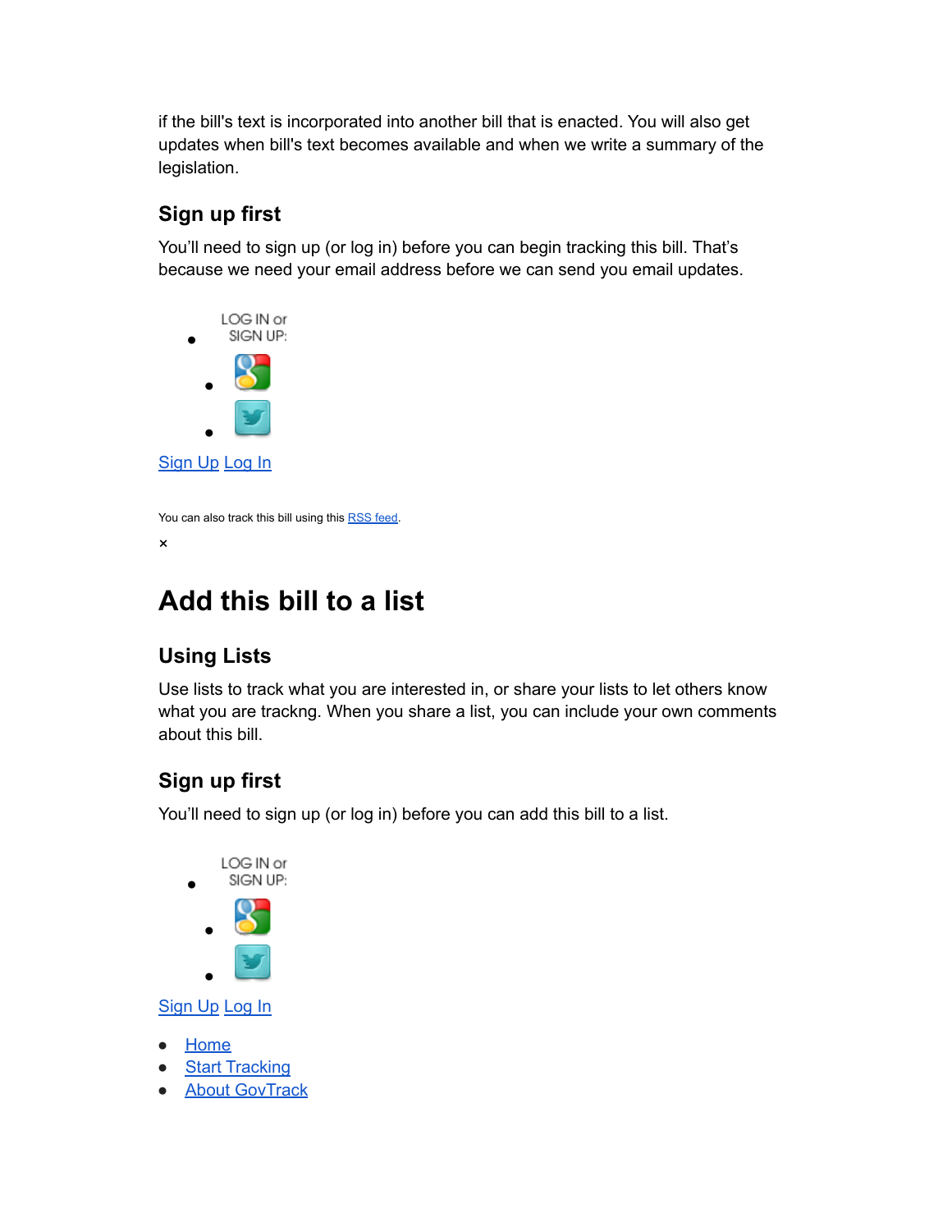if the bill's text is incorporated into another bill that is enacted. You will also get updates when bill's text becomes available and when we write a summary of the legislation.

### Sign up first

You'll need to sign up (or log in) before you can begin tracking this bill. That's because we need your email address before we can send you email updates.

- LOG IN or SIGN UP:
  -
  -

Sign Up Log In

You can also track this bill using this RSS feed.

×

## Add this bill to a list

### Using Lists

Use lists to track what you are interested in, or share your lists to let others know what you are trackng. When you share a list, you can include your own comments about this bill.

### Sign up first

You'll need to sign up (or log in) before you can add this bill to a list.

- LOG IN or SIGN UP:
  -
  -

Sign Up Log In

- Home
- Start Tracking
- About GovTrack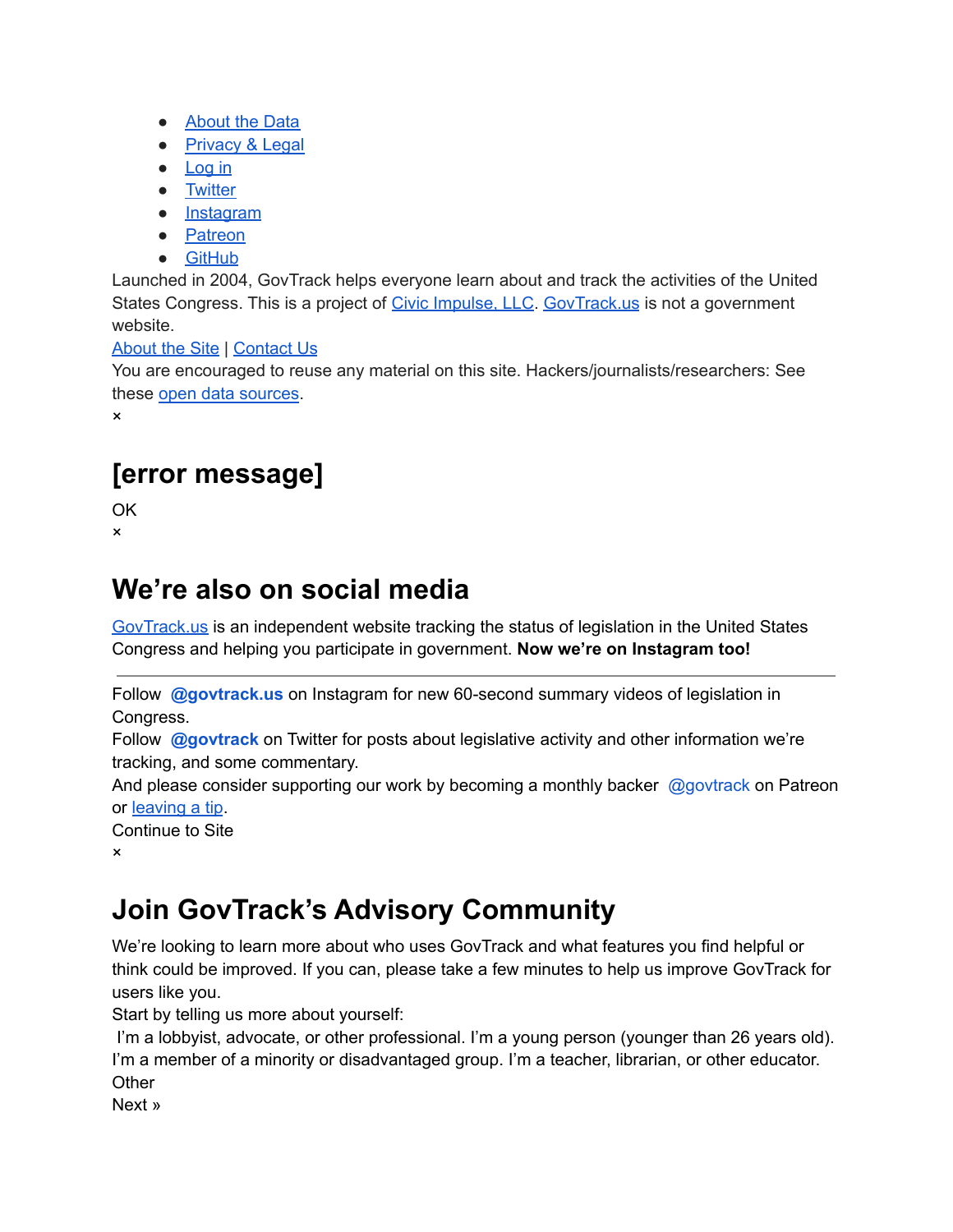- About the Data
- Privacy & Legal
- Log in
- Twitter
- Instagram
- Patreon
- GitHub

Launched in 2004, GovTrack helps everyone learn about and track the activities of the United States Congress. This is a project of Civic Impulse, LLC. GovTrack.us is not a government website.

About the Site | Contact Us

You are encouraged to reuse any material on this site. Hackers/journalists/researchers: See these open data sources.

×

## [error message]

OK

×

## We're also on social media

GovTrack.us is an independent website tracking the status of legislation in the United States Congress and helping you participate in government. **Now we're on Instagram too!**

---

Follow **@govtrack.us** on Instagram for new 60-second summary videos of legislation in Congress.

Follow **@govtrack** on Twitter for posts about legislative activity and other information we're tracking, and some commentary.

And please consider supporting our work by becoming a monthly backer @govtrack on Patreon or leaving a tip.

Continue to Site

×

## Join GovTrack's Advisory Community

We're looking to learn more about who uses GovTrack and what features you find helpful or think could be improved. If you can, please take a few minutes to help us improve GovTrack for users like you.

Start by telling us more about yourself:

I'm a lobbyist, advocate, or other professional. I'm a young person (younger than 26 years old). I'm a member of a minority or disadvantaged group. I'm a teacher, librarian, or other educator. Other

Next »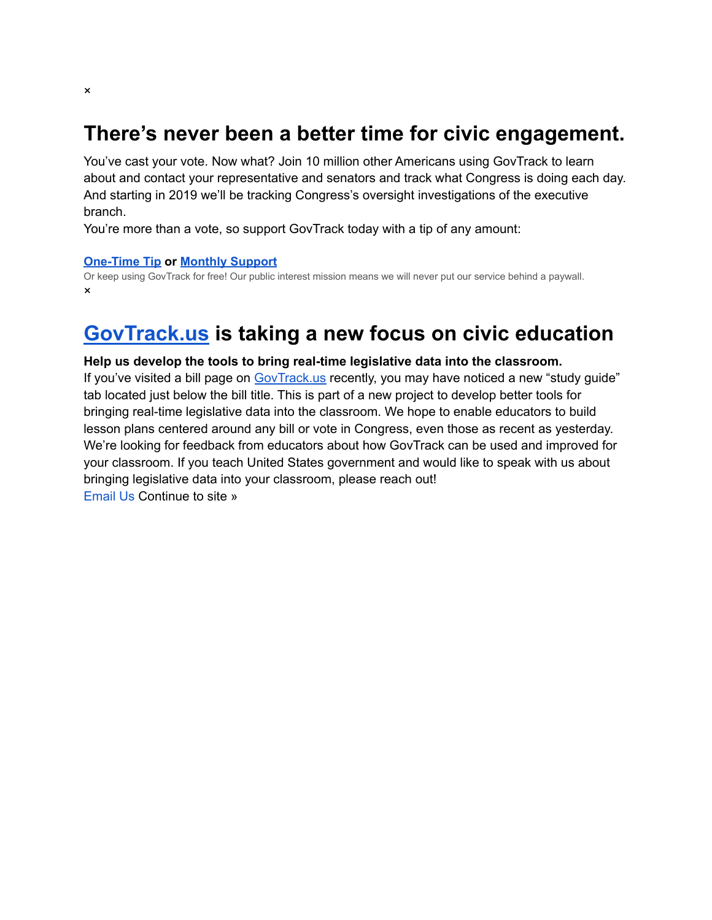×

# There’s never been a better time for civic engagement.

You’ve cast your vote. Now what? Join 10 million other Americans using GovTrack to learn about and contact your representative and senators and track what Congress is doing each day. And starting in 2019 we’ll be tracking Congress’s oversight investigations of the executive branch.

You’re more than a vote, so support GovTrack today with a tip of any amount:

**One-Time Tip or Monthly Support**

Or keep using GovTrack for free! Our public interest mission means we will never put our service behind a paywall.

×

# GovTrack.us is taking a new focus on civic education

**Help us develop the tools to bring real-time legislative data into the classroom.**

If you’ve visited a bill page on GovTrack.us recently, you may have noticed a new “study guide” tab located just below the bill title. This is part of a new project to develop better tools for bringing real-time legislative data into the classroom. We hope to enable educators to build lesson plans centered around any bill or vote in Congress, even those as recent as yesterday. We’re looking for feedback from educators about how GovTrack can be used and improved for your classroom. If you teach United States government and would like to speak with us about bringing legislative data into your classroom, please reach out!

Email Us Continue to site »